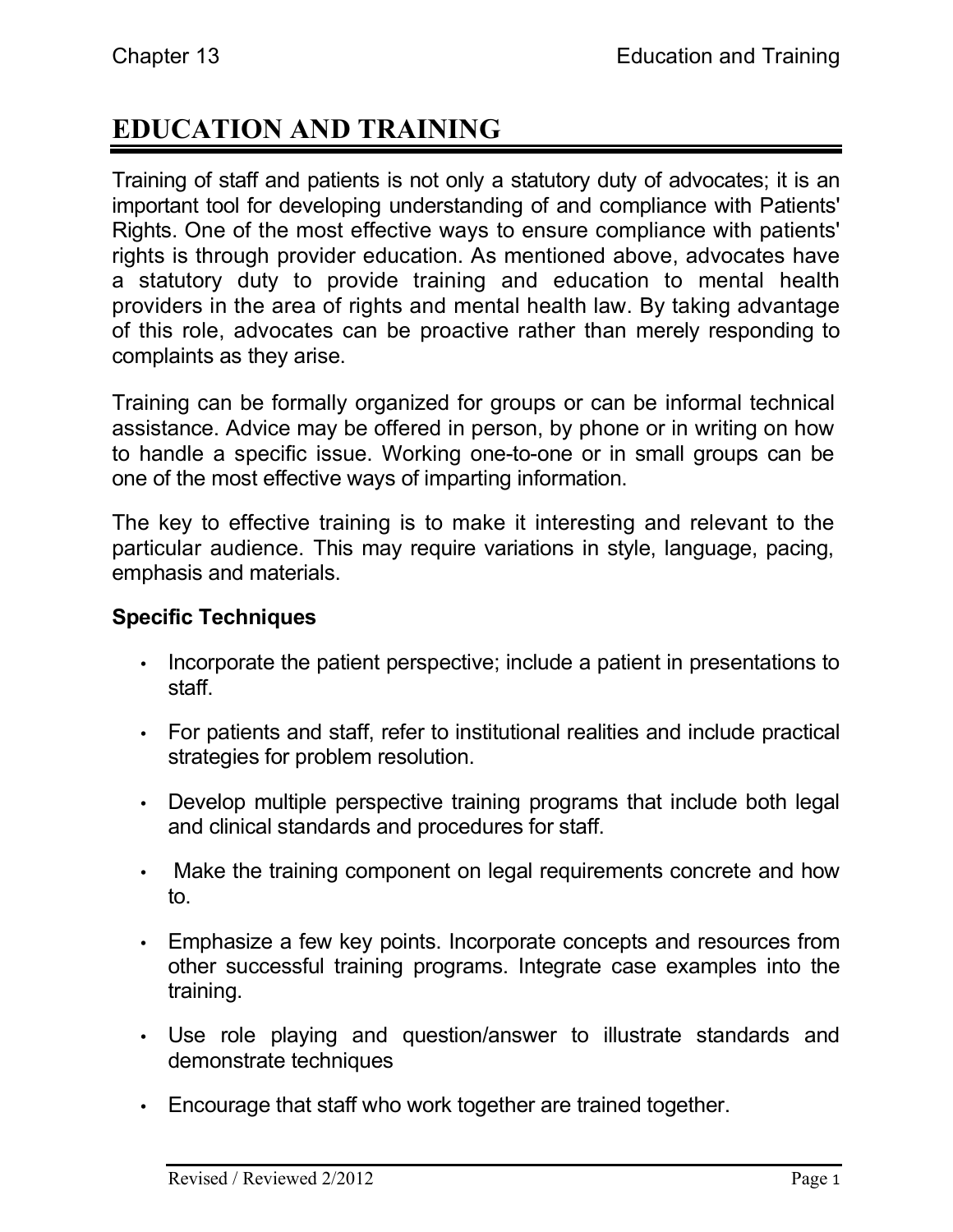# EDUCATION AND TRAINING

Training of staff and patients is not only a statutory duty of advocates; it is an important tool for developing understanding of and compliance with Patients' Rights. One of the most effective ways to ensure compliance with patients' rights is through provider education. As mentioned above, advocates have a statutory duty to provide training and education to mental health providers in the area of rights and mental health law. By taking advantage of this role, advocates can be proactive rather than merely responding to complaints as they arise.

Training can be formally organized for groups or can be informal technical assistance. Advice may be offered in person, by phone or in writing on how to handle a specific issue. Working one-to-one or in small groups can be one of the most effective ways of imparting information.

The key to effective training is to make it interesting and relevant to the particular audience. This may require variations in style, language, pacing, emphasis and materials.

**Specific Techniques**

- Incorporate the patient perspective; include a patient in presentations to staff.
- For patients and staff, refer to institutional realities and include practical strategies for problem resolution.
- Develop multiple perspective training programs that include both legal and clinical standards and procedures for staff.
- Make the training component on legal requirements concrete and how to.
- Emphasize a few key points. Incorporate concepts and resources from other successful training programs. Integrate case examples into the training.
- Use role playing and question/answer to illustrate standards and demonstrate techniques
- Encourage that staff who work together are trained together.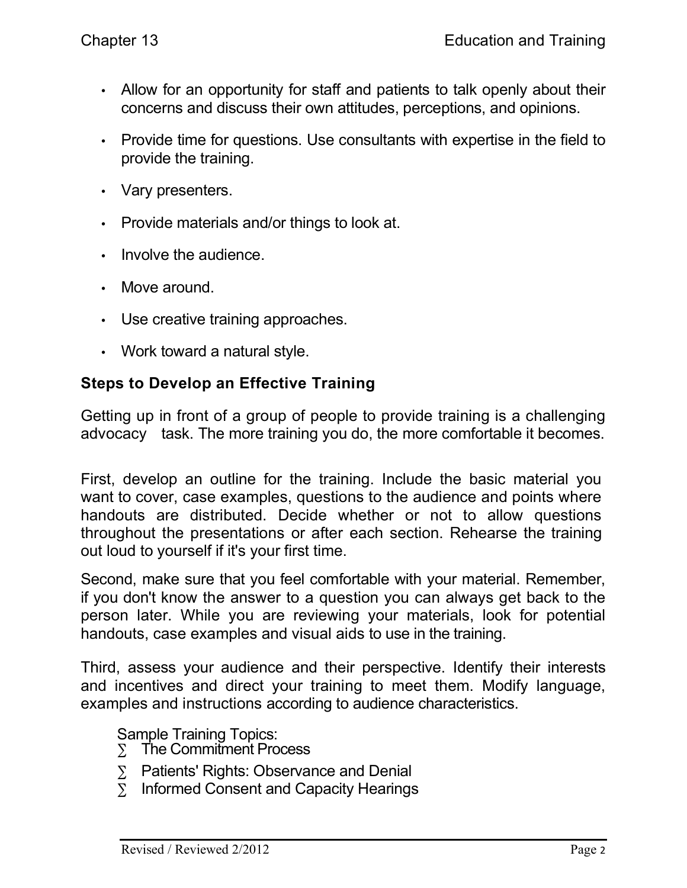- Allow for an opportunity for staff and patients to talk openly about their concerns and discuss their own attitudes, perceptions, and opinions.
- Provide time for questions. Use consultants with expertise in the field to provide the training.
- Vary presenters.
- Provide materials and/or things to look at.
- Involve the audience.
- Move around.
- Use creative training approaches.
- Work toward a natural style.

### Steps to Develop an Effective Training

Getting up in front of a group of people to provide training is a challenging advocacy task. The more training you do, the more comfortable it becomes.

First, develop an outline for the training. Include the basic material you want to cover, case examples, questions to the audience and points where handouts are distributed. Decide whether or not to allow questions throughout the presentations or after each section. Rehearse the training out loud to yourself if it's your first time.

Second, make sure that you feel comfortable with your material. Remember, if you don't know the answer to a question you can always get back to the person later. While you are reviewing your materials, look for potential handouts, case examples and visual aids to use in the training.

Third, assess your audience and their perspective. Identify their interests and incentives and direct your training to meet them. Modify language, examples and instructions according to audience characteristics.

Sample Training Topics:

- The Commitment Process
- Patients' Rights: Observance and Denial
- Informed Consent and Capacity Hearings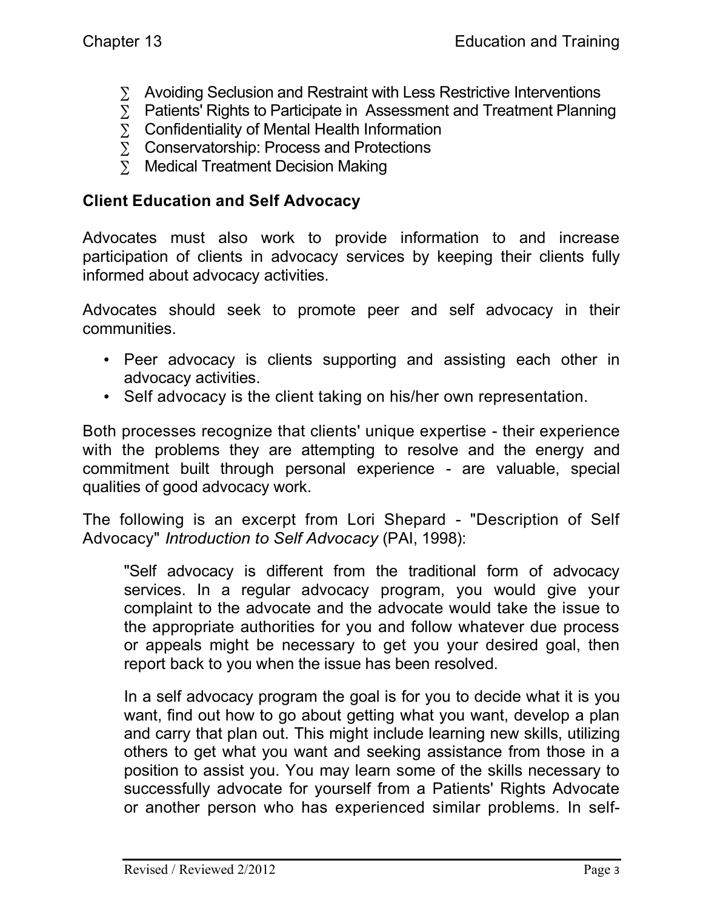- Avoiding Seclusion and Restraint with Less Restrictive Interventions
- Patients' Rights to Participate in Assessment and Treatment Planning
- Confidentiality of Mental Health Information
- Conservatorship: Process and Protections
- Medical Treatment Decision Making

## Client Education and Self Advocacy

Advocates must also work to provide information to and increase participation of clients in advocacy services by keeping their clients fully informed about advocacy activities.

Advocates should seek to promote peer and self advocacy in their communities.

- Peer advocacy is clients supporting and assisting each other in advocacy activities.
- Self advocacy is the client taking on his/her own representation.

Both processes recognize that clients' unique expertise - their experience with the problems they are attempting to resolve and the energy and commitment built through personal experience - are valuable, special qualities of good advocacy work.

The following is an excerpt from Lori Shepard - "Description of Self Advocacy" *Introduction to Self Advocacy* (PAI, 1998):

> "Self advocacy is different from the traditional form of advocacy services. In a regular advocacy program, you would give your complaint to the advocate and the advocate would take the issue to the appropriate authorities for you and follow whatever due process or appeals might be necessary to get you your desired goal, then report back to you when the issue has been resolved.
>
> In a self advocacy program the goal is for you to decide what it is you want, find out how to go about getting what you want, develop a plan and carry that plan out. This might include learning new skills, utilizing others to get what you want and seeking assistance from those in a position to assist you. You may learn some of the skills necessary to successfully advocate for yourself from a Patients' Rights Advocate or another person who has experienced similar problems. In self-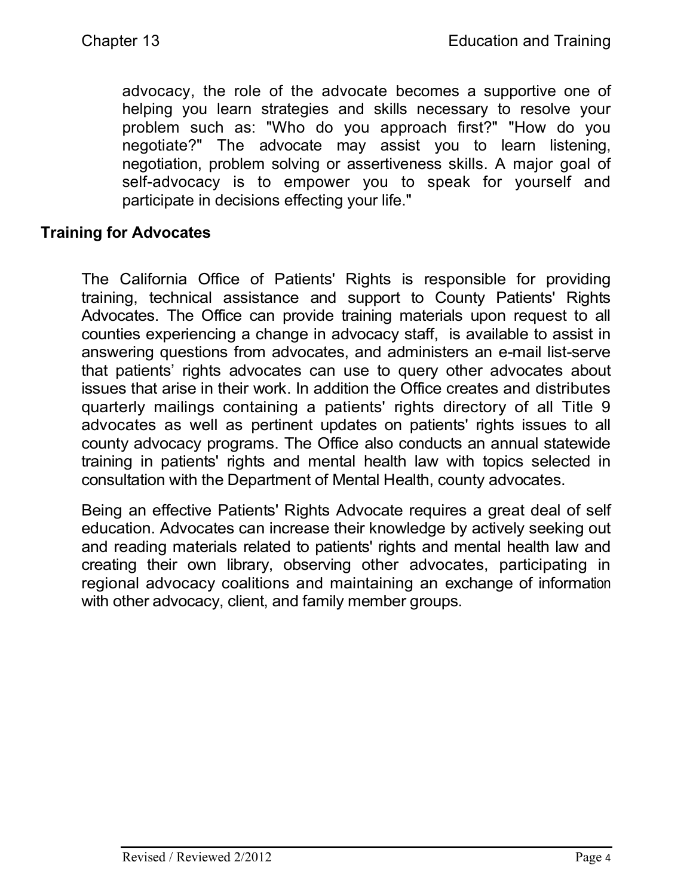advocacy, the role of the advocate becomes a supportive one of helping you learn strategies and skills necessary to resolve your problem such as: "Who do you approach first?" "How do you negotiate?" The advocate may assist you to learn listening, negotiation, problem solving or assertiveness skills. A major goal of self-advocacy is to empower you to speak for yourself and participate in decisions effecting your life."

## Training for Advocates

The California Office of Patients' Rights is responsible for providing training, technical assistance and support to County Patients' Rights Advocates. The Office can provide training materials upon request to all counties experiencing a change in advocacy staff, is available to assist in answering questions from advocates, and administers an e-mail list-serve that patients' rights advocates can use to query other advocates about issues that arise in their work. In addition the Office creates and distributes quarterly mailings containing a patients' rights directory of all Title 9 advocates as well as pertinent updates on patients' rights issues to all county advocacy programs. The Office also conducts an annual statewide training in patients' rights and mental health law with topics selected in consultation with the Department of Mental Health, county advocates.

Being an effective Patients' Rights Advocate requires a great deal of self education. Advocates can increase their knowledge by actively seeking out and reading materials related to patients' rights and mental health law and creating their own library, observing other advocates, participating in regional advocacy coalitions and maintaining an exchange of information with other advocacy, client, and family member groups.